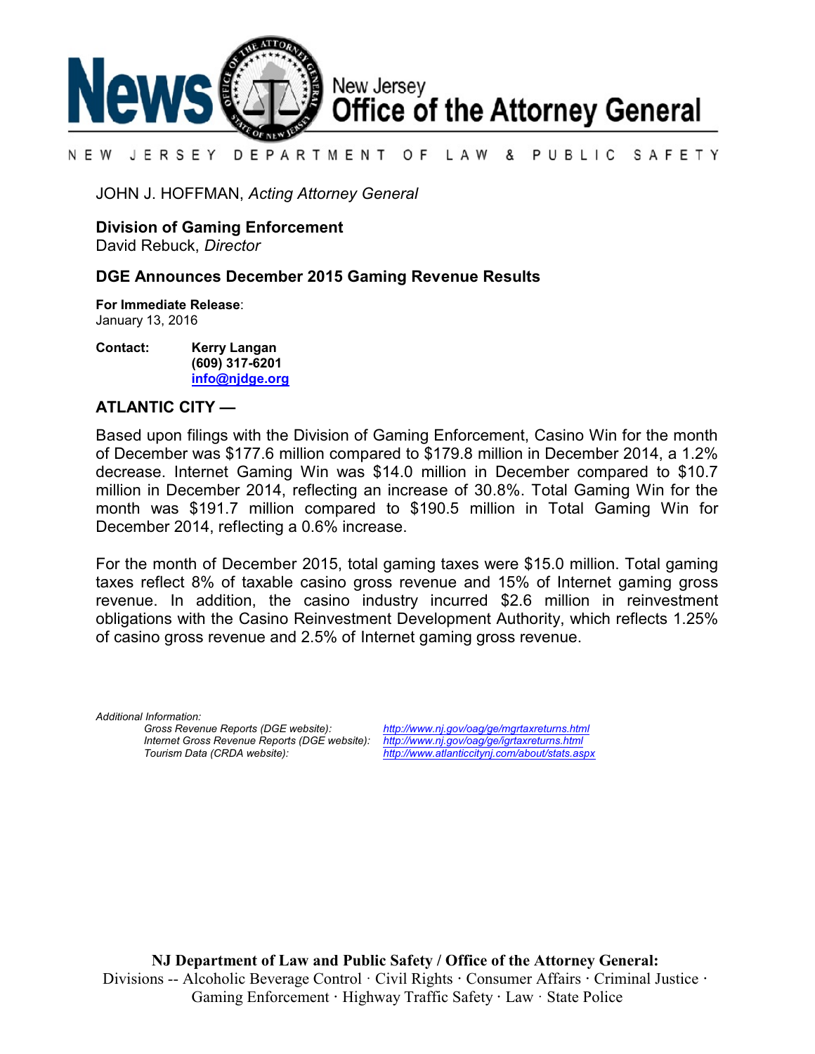# News — New Jersey Office of the Attorney General

NEW JERSEY DEPARTMENT OF LAW & PUBLIC SAFETY

JOHN J. HOFFMAN, *Acting Attorney General*

**Division of Gaming Enforcement**
David Rebuck, *Director*

## DGE Announces December 2015 Gaming Revenue Results

**For Immediate Release**:
January 13, 2016

**Contact:** **Kerry Langan**
**(609) 317-6201**
**info@njdge.org**

**ATLANTIC CITY —**

Based upon filings with the Division of Gaming Enforcement, Casino Win for the month of December was $177.6 million compared to $179.8 million in December 2014, a 1.2% decrease. Internet Gaming Win was $14.0 million in December compared to $10.7 million in December 2014, reflecting an increase of 30.8%. Total Gaming Win for the month was $191.7 million compared to $190.5 million in Total Gaming Win for December 2014, reflecting a 0.6% increase.

For the month of December 2015, total gaming taxes were $15.0 million. Total gaming taxes reflect 8% of taxable casino gross revenue and 15% of Internet gaming gross revenue. In addition, the casino industry incurred $2.6 million in reinvestment obligations with the Casino Reinvestment Development Authority, which reflects 1.25% of casino gross revenue and 2.5% of Internet gaming gross revenue.

*Additional Information:*

*Gross Revenue Reports (DGE website):* http://www.nj.gov/oag/ge/mgrtaxreturns.html
*Internet Gross Revenue Reports (DGE website):* http://www.nj.gov/oag/ge/igrtaxreturns.html
*Tourism Data (CRDA website):* http://www.atlanticcitynj.com/about/stats.aspx

**NJ Department of Law and Public Safety / Office of the Attorney General:**
Divisions -- Alcoholic Beverage Control · Civil Rights · Consumer Affairs · Criminal Justice · Gaming Enforcement · Highway Traffic Safety · Law · State Police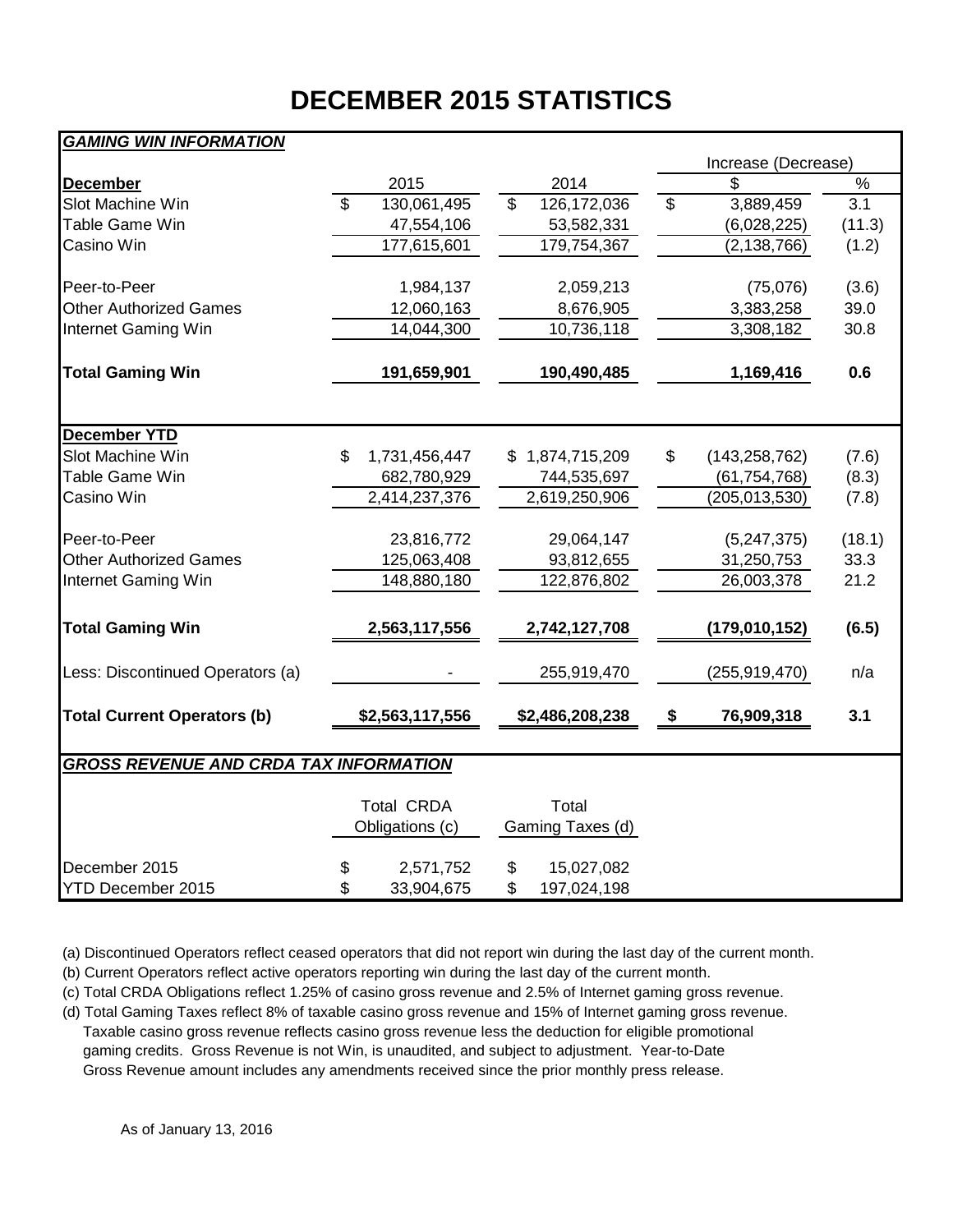# DECEMBER 2015 STATISTICS

| *GAMING WIN INFORMATION* | | | Increase (Decrease) | |
|---|---|---|---|---|
| **December** | 2015 | 2014 | $ | % |
| Slot Machine Win | $ 130,061,495 | $ 126,172,036 | $ 3,889,459 | 3.1 |
| Table Game Win | 47,554,106 | 53,582,331 | (6,028,225) | (11.3) |
| Casino Win | 177,615,601 | 179,754,367 | (2,138,766) | (1.2) |
| | | | | |
| Peer-to-Peer | 1,984,137 | 2,059,213 | (75,076) | (3.6) |
| Other Authorized Games | 12,060,163 | 8,676,905 | 3,383,258 | 39.0 |
| Internet Gaming Win | 14,044,300 | 10,736,118 | 3,308,182 | 30.8 |
| | | | | |
| **Total Gaming Win** | **191,659,901** | **190,490,485** | **1,169,416** | **0.6** |
| | | | | |
| **December YTD** | | | | |
| Slot Machine Win | $ 1,731,456,447 | $ 1,874,715,209 | $ (143,258,762) | (7.6) |
| Table Game Win | 682,780,929 | 744,535,697 | (61,754,768) | (8.3) |
| Casino Win | 2,414,237,376 | 2,619,250,906 | (205,013,530) | (7.8) |
| | | | | |
| Peer-to-Peer | 23,816,772 | 29,064,147 | (5,247,375) | (18.1) |
| Other Authorized Games | 125,063,408 | 93,812,655 | 31,250,753 | 33.3 |
| Internet Gaming Win | 148,880,180 | 122,876,802 | 26,003,378 | 21.2 |
| | | | | |
| **Total Gaming Win** | **2,563,117,556** | **2,742,127,708** | **(179,010,152)** | **(6.5)** |
| | | | | |
| Less: Discontinued Operators (a) | - | 255,919,470 | (255,919,470) | n/a |
| | | | | |
| **Total Current Operators (b)** | **$2,563,117,556** | **$2,486,208,238** | **$ 76,909,318** | **3.1** |

| *GROSS REVENUE AND CRDA TAX INFORMATION* | Total CRDA Obligations (c) | Total Gaming Taxes (d) |
|---|---|---|
| December 2015 | $ 2,571,752 | $ 15,027,082 |
| YTD December 2015 | $ 33,904,675 | $ 197,024,198 |

(a) Discontinued Operators reflect ceased operators that did not report win during the last day of the current month.

(b) Current Operators reflect active operators reporting win during the last day of the current month.

(c) Total CRDA Obligations reflect 1.25% of casino gross revenue and 2.5% of Internet gaming gross revenue.

(d) Total Gaming Taxes reflect 8% of taxable casino gross revenue and 15% of Internet gaming gross revenue. Taxable casino gross revenue reflects casino gross revenue less the deduction for eligible promotional gaming credits. Gross Revenue is not Win, is unaudited, and subject to adjustment. Year-to-Date Gross Revenue amount includes any amendments received since the prior monthly press release.

As of January 13, 2016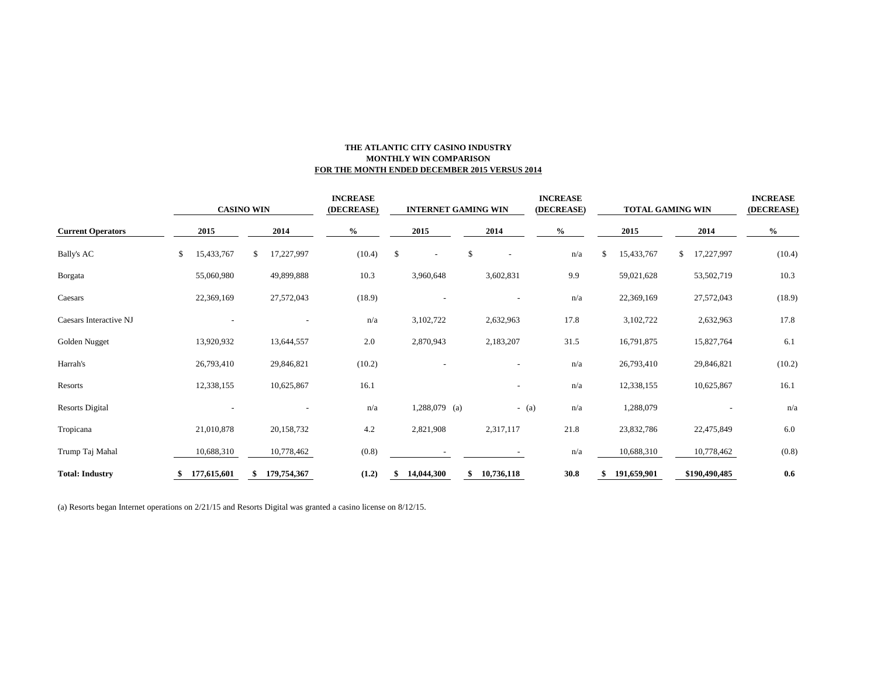**THE ATLANTIC CITY CASINO INDUSTRY**
**MONTHLY WIN COMPARISON**
**FOR THE MONTH ENDED DECEMBER 2015 VERSUS 2014**

| | CASINO WIN | | INCREASE (DECREASE) | INTERNET GAMING WIN | | INCREASE (DECREASE) | TOTAL GAMING WIN | | INCREASE (DECREASE) |
|---|---|---|---|---|---|---|---|---|---|
| **Current Operators** | **2015** | **2014** | **%** | **2015** | **2014** | **%** | **2015** | **2014** | **%** |
| Bally's AC | $ 15,433,767 | $ 17,227,997 | (10.4) | $ - | $ - | n/a | $ 15,433,767 | $ 17,227,997 | (10.4) |
| Borgata | 55,060,980 | 49,899,888 | 10.3 | 3,960,648 | 3,602,831 | 9.9 | 59,021,628 | 53,502,719 | 10.3 |
| Caesars | 22,369,169 | 27,572,043 | (18.9) | - | - | n/a | 22,369,169 | 27,572,043 | (18.9) |
| Caesars Interactive NJ | - | - | n/a | 3,102,722 | 2,632,963 | 17.8 | 3,102,722 | 2,632,963 | 17.8 |
| Golden Nugget | 13,920,932 | 13,644,557 | 2.0 | 2,870,943 | 2,183,207 | 31.5 | 16,791,875 | 15,827,764 | 6.1 |
| Harrah's | 26,793,410 | 29,846,821 | (10.2) | - | - | n/a | 26,793,410 | 29,846,821 | (10.2) |
| Resorts | 12,338,155 | 10,625,867 | 16.1 | | - | n/a | 12,338,155 | 10,625,867 | 16.1 |
| Resorts Digital | - | - | n/a | 1,288,079 (a) | - (a) | n/a | 1,288,079 | - | n/a |
| Tropicana | 21,010,878 | 20,158,732 | 4.2 | 2,821,908 | 2,317,117 | 21.8 | 23,832,786 | 22,475,849 | 6.0 |
| Trump Taj Mahal | 10,688,310 | 10,778,462 | (0.8) | - | - | n/a | 10,688,310 | 10,778,462 | (0.8) |
| **Total: Industry** | **$ 177,615,601** | **$ 179,754,367** | **(1.2)** | **$ 14,044,300** | **$ 10,736,118** | **30.8** | **$ 191,659,901** | **$190,490,485** | **0.6** |

(a) Resorts began Internet operations on 2/21/15 and Resorts Digital was granted a casino license on 8/12/15.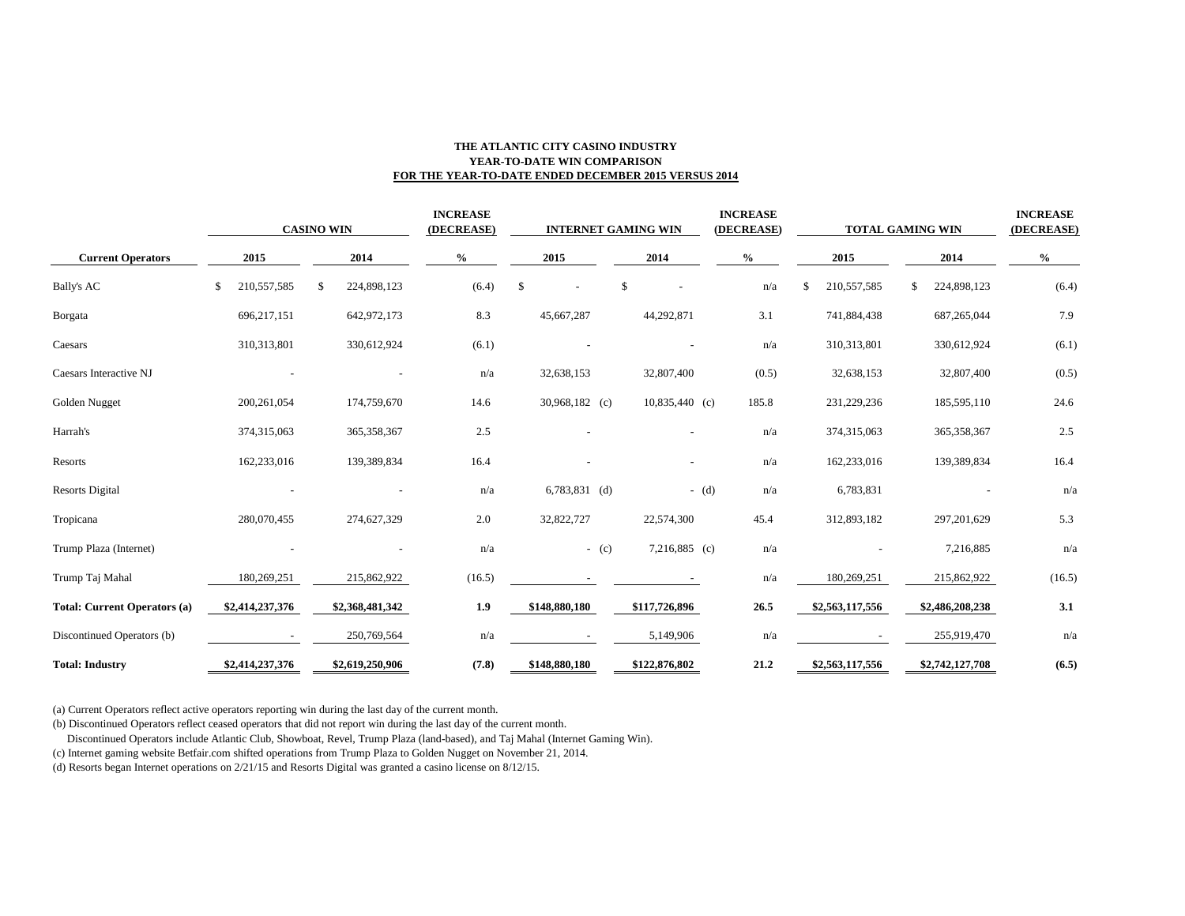**THE ATLANTIC CITY CASINO INDUSTRY**
**YEAR-TO-DATE WIN COMPARISON**
**FOR THE YEAR-TO-DATE ENDED DECEMBER 2015 VERSUS 2014**

| | CASINO WIN | | INCREASE (DECREASE) | INTERNET GAMING WIN | | INCREASE (DECREASE) | TOTAL GAMING WIN | | INCREASE (DECREASE) |
|---|---|---|---|---|---|---|---|---|---|
| **Current Operators** | **2015** | **2014** | **%** | **2015** | **2014** | **%** | **2015** | **2014** | **%** |
| Bally's AC | $ 210,557,585 | $ 224,898,123 | (6.4) | $ - | $ - | n/a | $ 210,557,585 | $ 224,898,123 | (6.4) |
| Borgata | 696,217,151 | 642,972,173 | 8.3 | 45,667,287 | 44,292,871 | 3.1 | 741,884,438 | 687,265,044 | 7.9 |
| Caesars | 310,313,801 | 330,612,924 | (6.1) | - | - | n/a | 310,313,801 | 330,612,924 | (6.1) |
| Caesars Interactive NJ | - | - | n/a | 32,638,153 | 32,807,400 | (0.5) | 32,638,153 | 32,807,400 | (0.5) |
| Golden Nugget | 200,261,054 | 174,759,670 | 14.6 | 30,968,182 (c) | 10,835,440 (c) | 185.8 | 231,229,236 | 185,595,110 | 24.6 |
| Harrah's | 374,315,063 | 365,358,367 | 2.5 | - | - | n/a | 374,315,063 | 365,358,367 | 2.5 |
| Resorts | 162,233,016 | 139,389,834 | 16.4 | - | - | n/a | 162,233,016 | 139,389,834 | 16.4 |
| Resorts Digital | - | - | n/a | 6,783,831 (d) | - (d) | n/a | 6,783,831 | - | n/a |
| Tropicana | 280,070,455 | 274,627,329 | 2.0 | 32,822,727 | 22,574,300 | 45.4 | 312,893,182 | 297,201,629 | 5.3 |
| Trump Plaza (Internet) | - | - | n/a | - (c) | 7,216,885 (c) | n/a | - | 7,216,885 | n/a |
| Trump Taj Mahal | 180,269,251 | 215,862,922 | (16.5) | - | - | n/a | 180,269,251 | 215,862,922 | (16.5) |
| **Total: Current Operators (a)** | **$2,414,237,376** | **$2,368,481,342** | **1.9** | **$148,880,180** | **$117,726,896** | **26.5** | **$2,563,117,556** | **$2,486,208,238** | **3.1** |
| Discontinued Operators (b) | - | 250,769,564 | n/a | - | 5,149,906 | n/a | - | 255,919,470 | n/a |
| **Total: Industry** | **$2,414,237,376** | **$2,619,250,906** | **(7.8)** | **$148,880,180** | **$122,876,802** | **21.2** | **$2,563,117,556** | **$2,742,127,708** | **(6.5)** |

(a) Current Operators reflect active operators reporting win during the last day of the current month.

(b) Discontinued Operators reflect ceased operators that did not report win during the last day of the current month.
Discontinued Operators include Atlantic Club, Showboat, Revel, Trump Plaza (land-based), and Taj Mahal (Internet Gaming Win).

(c) Internet gaming website Betfair.com shifted operations from Trump Plaza to Golden Nugget on November 21, 2014.

(d) Resorts began Internet operations on 2/21/15 and Resorts Digital was granted a casino license on 8/12/15.